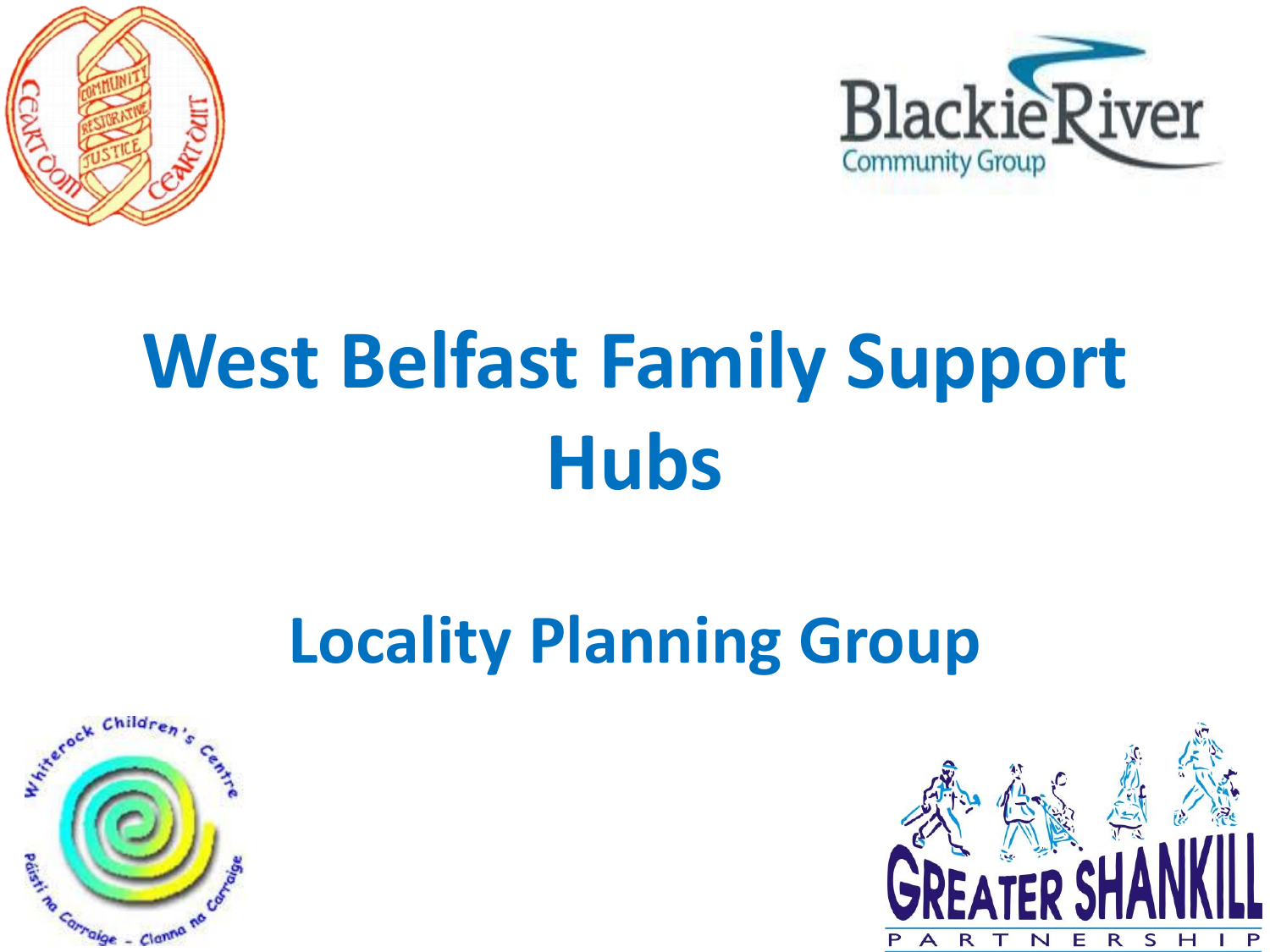# West Belfast Family Support Hubs

## Locality Planning Group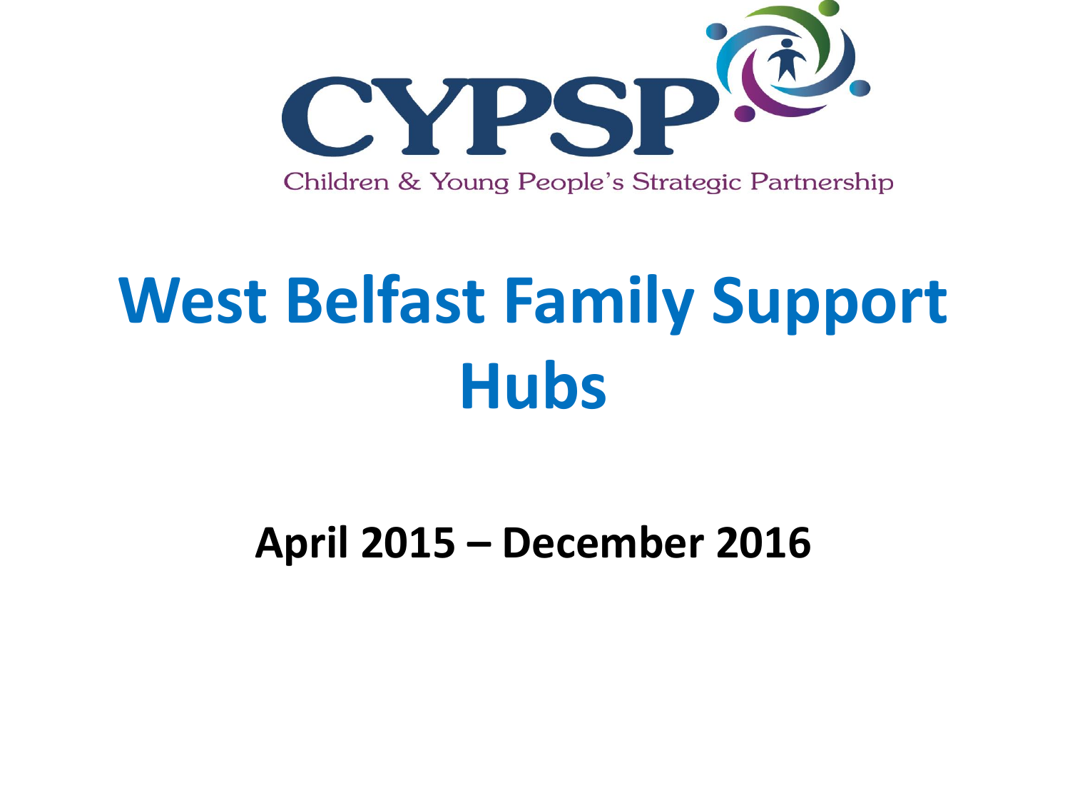CYPSP

Children & Young People's Strategic Partnership

# West Belfast Family Support Hubs

**April 2015 – December 2016**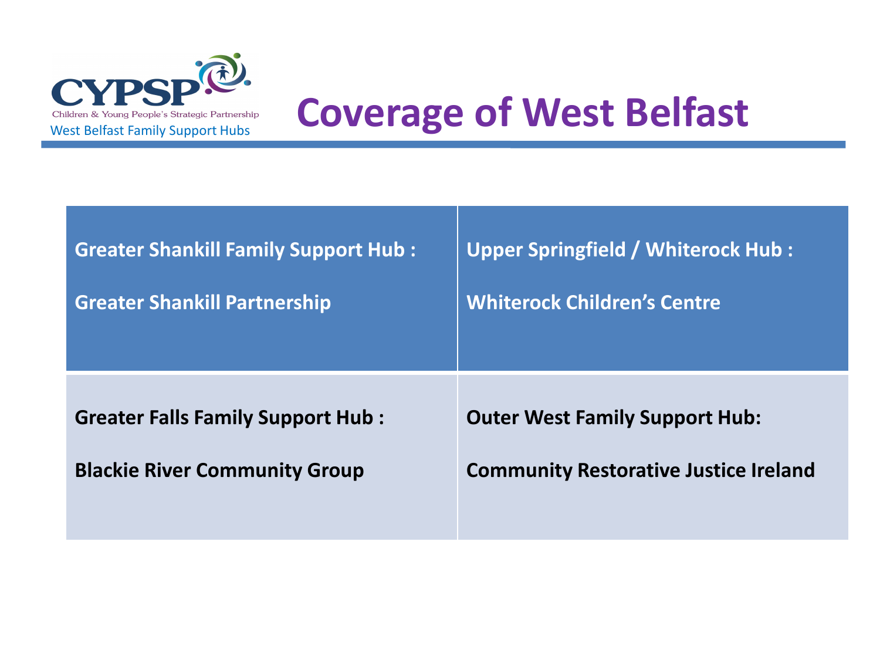CYPSP
Children & Young People's Strategic Partnership
West Belfast Family Support Hubs

# Coverage of West Belfast

| | |
|---|---|
| **Greater Shankill Family Support Hub :**<br><br>**Greater Shankill Partnership** | **Upper Springfield / Whiterock Hub :**<br><br>**Whiterock Children's Centre** |
| **Greater Falls Family Support Hub :**<br><br>**Blackie River Community Group** | **Outer West Family Support Hub:**<br><br>**Community Restorative Justice Ireland** |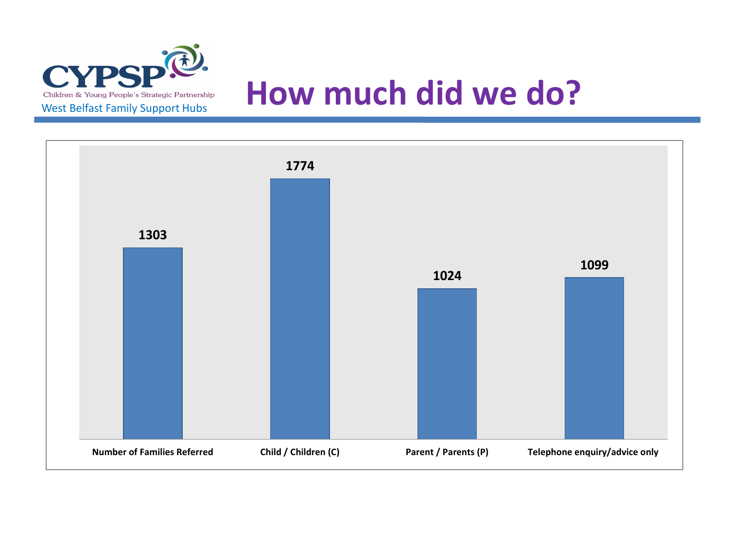CYPSP

Children & Young People's Strategic Partnership

West Belfast Family Support Hubs

# How much did we do?

| Number of Families Referred | Child / Children (C) | Parent / Parents (P) | Telephone enquiry/advice only |
| --- | --- | --- | --- |
| 1303 | 1774 | 1024 | 1099 |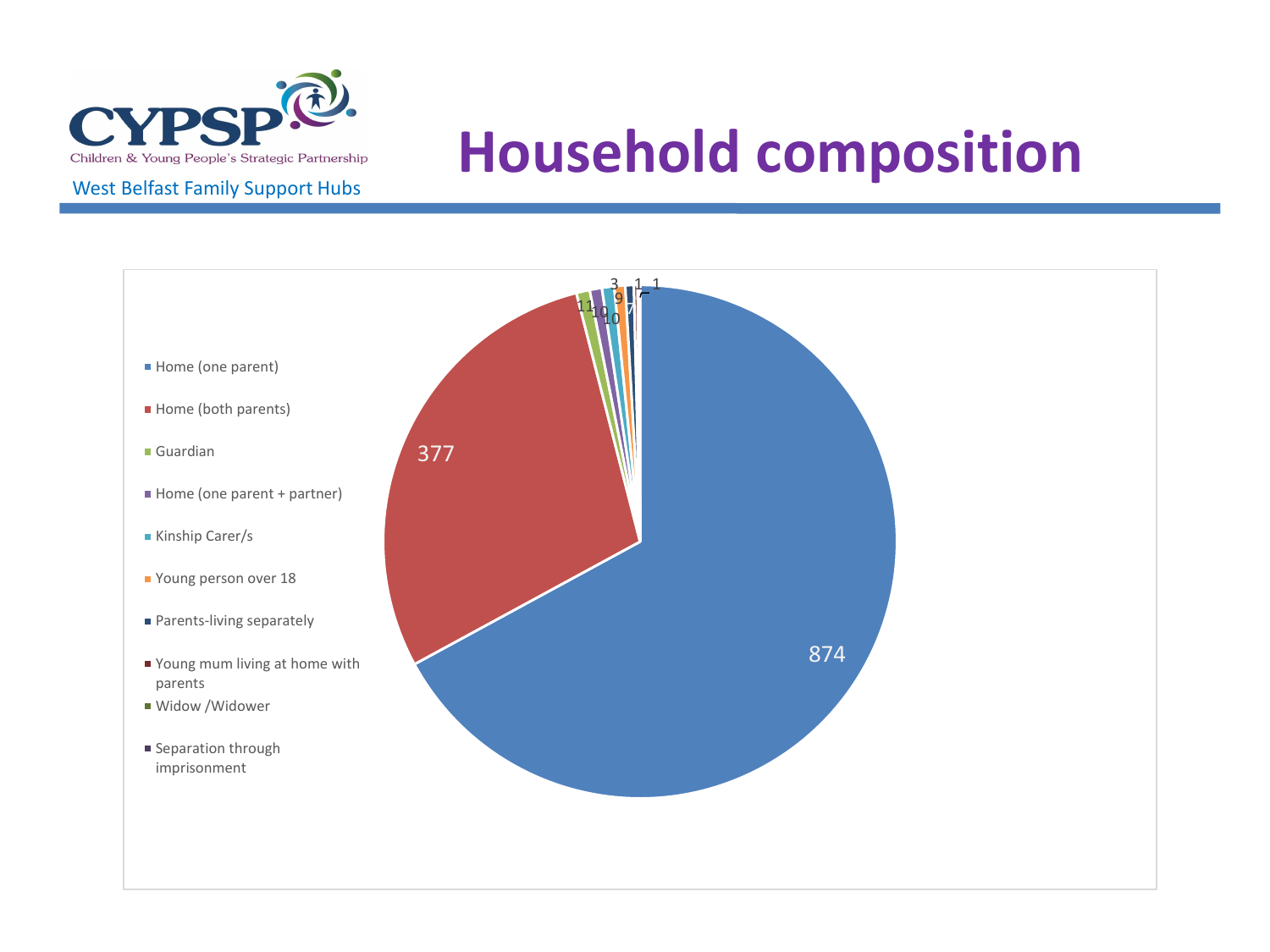CYPSP
Children & Young People's Strategic Partnership

West Belfast Family Support Hubs

# Household composition

| Category | Count |
| --- | --- |
| Home (one parent) | 874 |
| Home (both parents) | 377 |
| Guardian | 11 |
| Home (one parent + partner) | 10 |
| Kinship Carer/s | 10 |
| Young person over 18 | 9 |
| Parents-living separately | 7 |
| Young mum living at home with parents | 3 |
| Widow /Widower | 1 |
| Separation through imprisonment | 1 |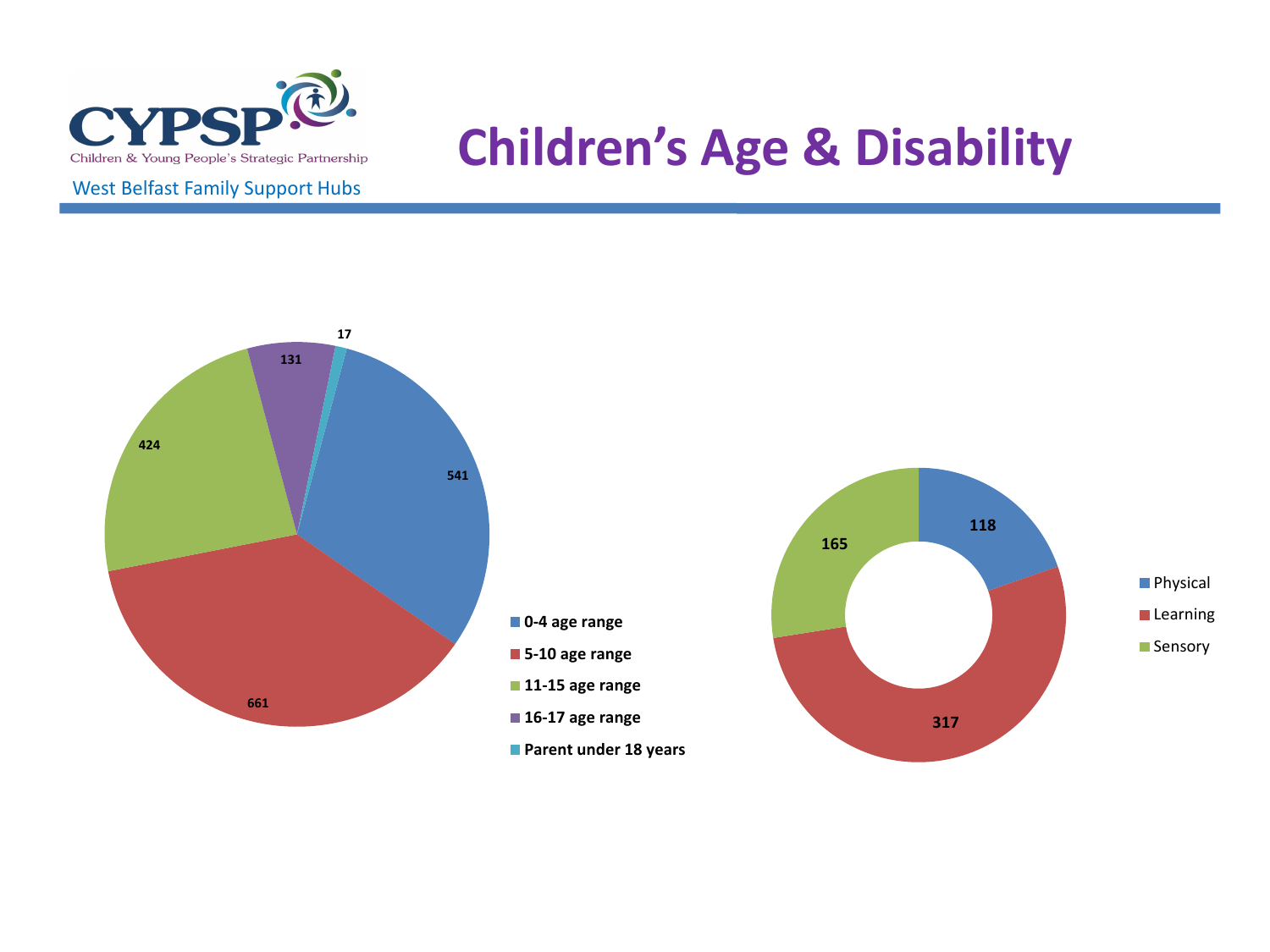CYPSP

Children & Young People's Strategic Partnership

West Belfast Family Support Hubs

# Children's Age & Disability

| Age range | Count |
| --- | --- |
| 0-4 age range | 541 |
| 5-10 age range | 661 |
| 11-15 age range | 424 |
| 16-17 age range | 131 |
| Parent under 18 years | 17 |

| Disability | Count |
| --- | --- |
| Physical | 118 |
| Learning | 317 |
| Sensory | 165 |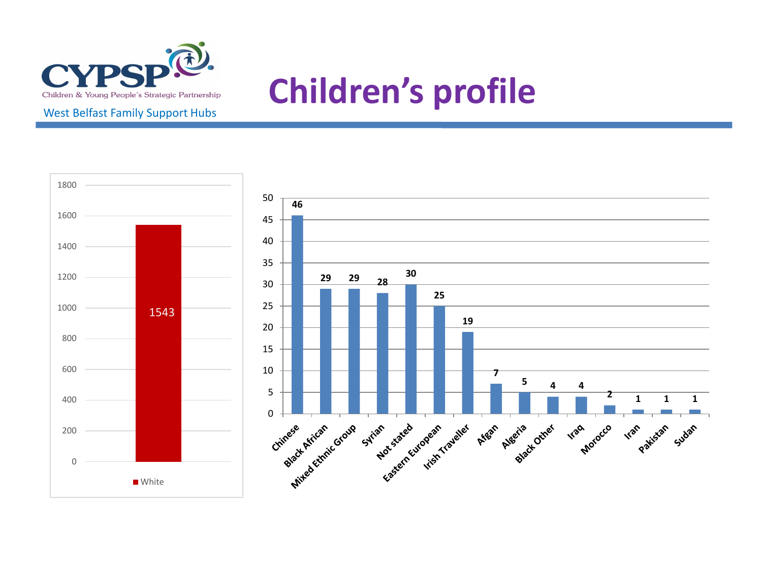CYPSP

Children & Young People's Strategic Partnership

West Belfast Family Support Hubs

# Children's profile

| Ethnicity | Number |
|---|---|
| White | 1543 |

| Ethnicity | Number |
|---|---|
| Chinese | 46 |
| Black African | 29 |
| Mixed Ethnic Group | 29 |
| Syrian | 28 |
| Not stated | 30 |
| Eastern European | 25 |
| Irish Traveller | 19 |
| Afgan | 7 |
| Algeria | 5 |
| Black Other | 4 |
| Iraq | 4 |
| Morocco | 2 |
| Iran | 1 |
| Pakistan | 1 |
| Sudan | 1 |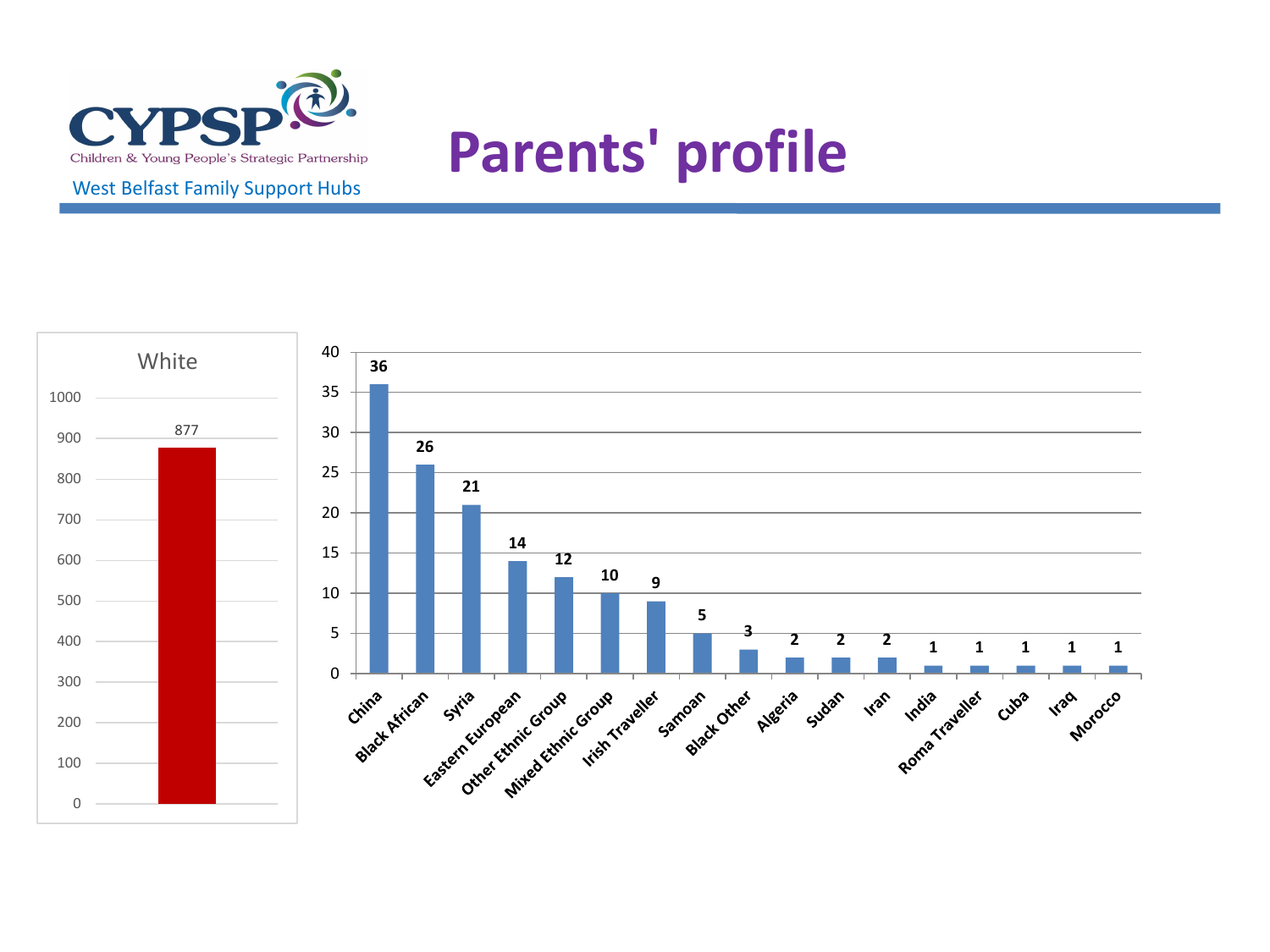CYPSP

Children & Young People's Strategic Partnership

West Belfast Family Support Hubs

# Parents' profile

White

| Category | Count |
|---|---|
| White | 877 |

| Category | Count |
|---|---|
| China | 36 |
| Black African | 26 |
| Syria | 21 |
| Eastern European | 14 |
| Other Ethnic Group | 12 |
| Mixed Ethnic Group | 10 |
| Irish Traveller | 9 |
| Samoan | 5 |
| Black Other | 3 |
| Algeria | 2 |
| Sudan | 2 |
| Iran | 2 |
| India | 1 |
| Roma Traveller | 1 |
| Cuba | 1 |
| Iraq | 1 |
| Morocco | 1 |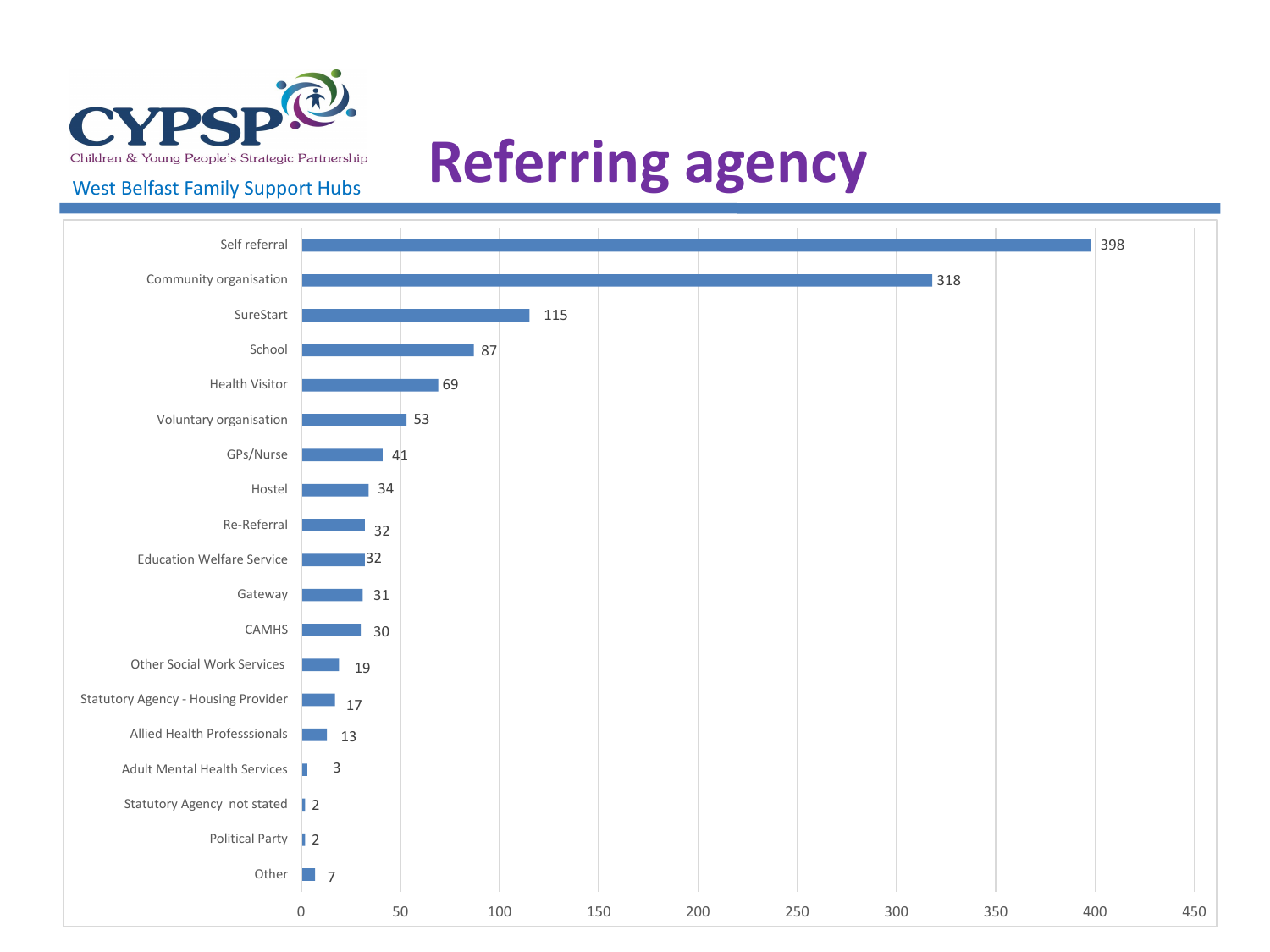CYPSP
Children & Young People's Strategic Partnership

West Belfast Family Support Hubs

# Referring agency

| Referring agency | Number |
| --- | --- |
| Self referral | 398 |
| Community organisation | 318 |
| SureStart | 115 |
| School | 87 |
| Health Visitor | 69 |
| Voluntary organisation | 53 |
| GPs/Nurse | 41 |
| Hostel | 34 |
| Re-Referral | 32 |
| Education Welfare Service | 32 |
| Gateway | 31 |
| CAMHS | 30 |
| Other Social Work Services | 19 |
| Statutory Agency - Housing Provider | 17 |
| Allied Health Professsionals | 13 |
| Adult Mental Health Services | 3 |
| Statutory Agency not stated | 2 |
| Political Party | 2 |
| Other | 7 |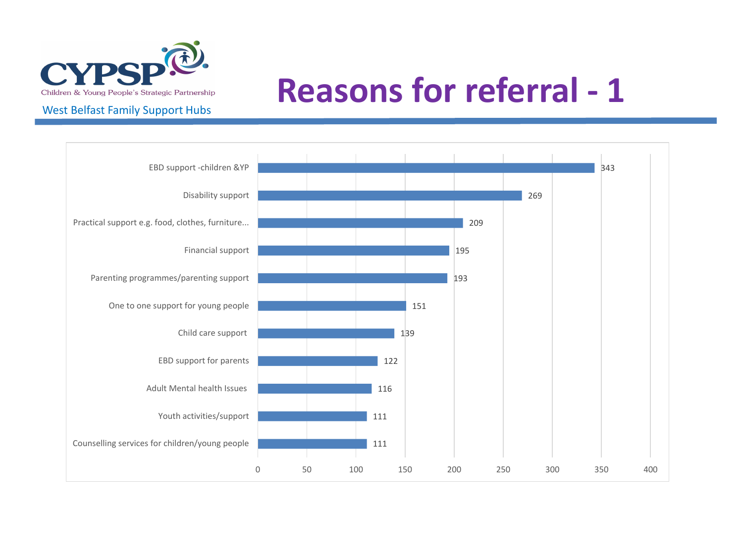CYPSP
Children & Young People's Strategic Partnership

West Belfast Family Support Hubs

# Reasons for referral - 1

| Reason | Count |
|---|---|
| EBD support -children &YP | 343 |
| Disability support | 269 |
| Practical support e.g. food, clothes, furniture... | 209 |
| Financial support | 195 |
| Parenting programmes/parenting support | 193 |
| One to one support for young people | 151 |
| Child care support | 139 |
| EBD support for parents | 122 |
| Adult Mental health Issues | 116 |
| Youth activities/support | 111 |
| Counselling services for children/young people | 111 |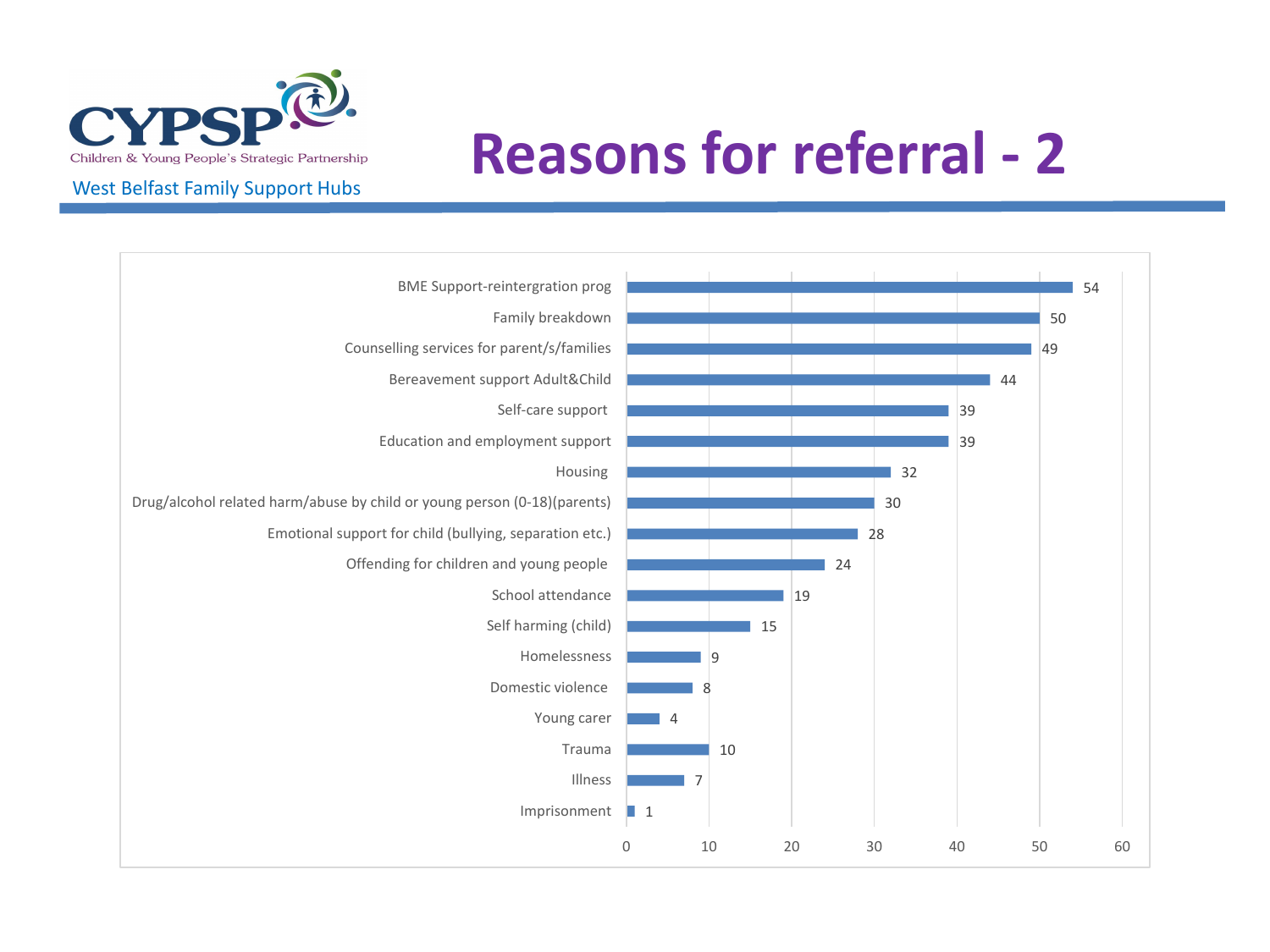# Reasons for referral - 2

CYPSP – Children & Young People's Strategic Partnership

West Belfast Family Support Hubs

| Reason for referral | Number |
| --- | --- |
| BME Support-reintergration prog | 54 |
| Family breakdown | 50 |
| Counselling services for parent/s/families | 49 |
| Bereavement support Adult&Child | 44 |
| Self-care support | 39 |
| Education and employment support | 39 |
| Housing | 32 |
| Drug/alcohol related harm/abuse by child or young person (0-18)(parents) | 30 |
| Emotional support for child (bullying, separation etc.) | 28 |
| Offending for children and young people | 24 |
| School attendance | 19 |
| Self harming (child) | 15 |
| Homelessness | 9 |
| Domestic violence | 8 |
| Young carer | 4 |
| Trauma | 10 |
| Illness | 7 |
| Imprisonment | 1 |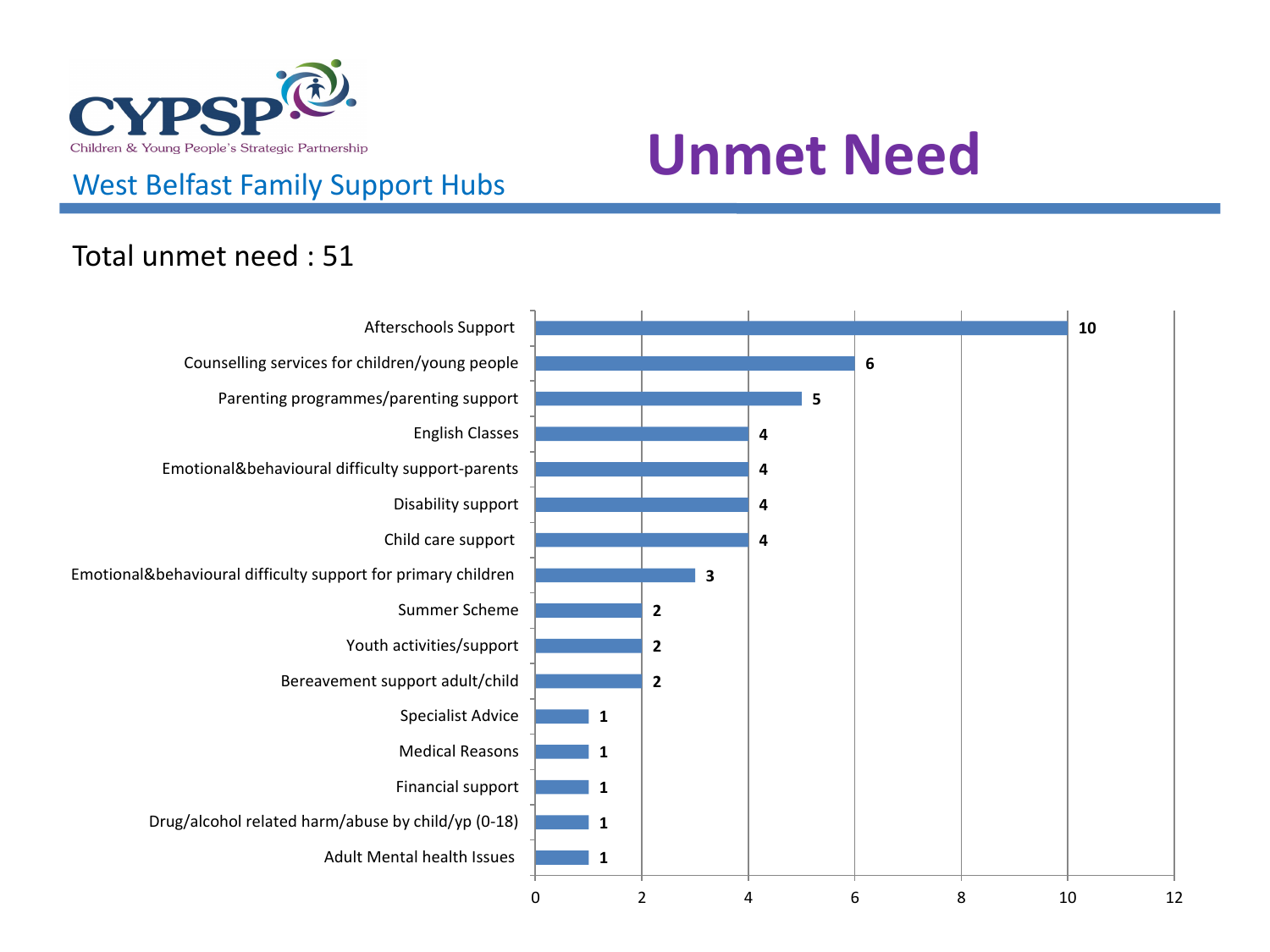CYPSP – Children & Young People's Strategic Partnership

West Belfast Family Support Hubs

# Unmet Need

Total unmet need : 51

| Unmet need | Count |
|---|---|
| Afterschools Support | 10 |
| Counselling services for children/young people | 6 |
| Parenting programmes/parenting support | 5 |
| English Classes | 4 |
| Emotional&behavioural difficulty support-parents | 4 |
| Disability support | 4 |
| Child care support | 4 |
| Emotional&behavioural difficulty support for primary children | 3 |
| Summer Scheme | 2 |
| Youth activities/support | 2 |
| Bereavement support adult/child | 2 |
| Specialist Advice | 1 |
| Medical Reasons | 1 |
| Financial support | 1 |
| Drug/alcohol related harm/abuse by child/yp (0-18) | 1 |
| Adult Mental health Issues | 1 |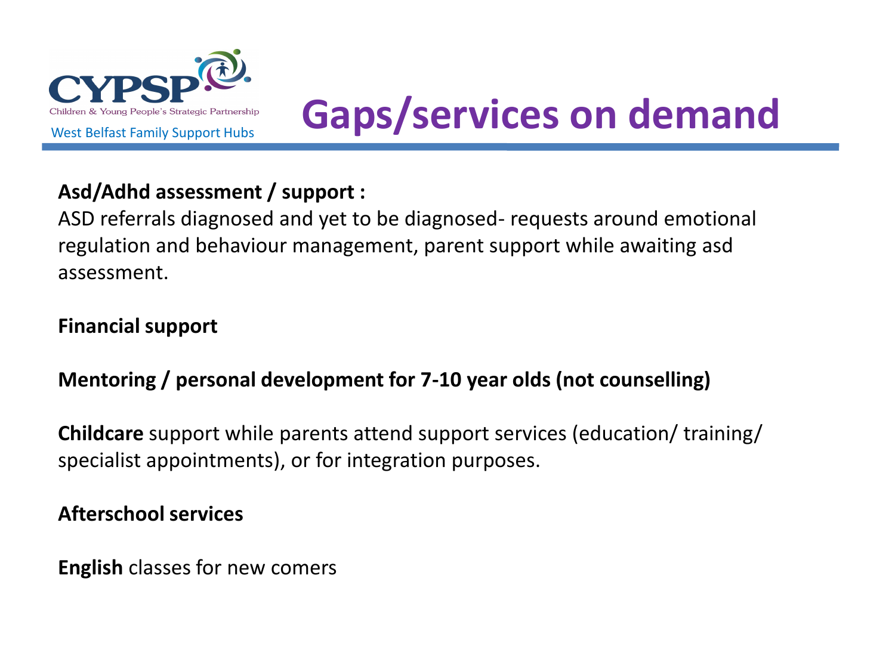CYPSP

Children & Young People's Strategic Partnership

West Belfast Family Support Hubs

# Gaps/services on demand

**Asd/Adhd assessment / support :**
ASD referrals diagnosed and yet to be diagnosed- requests around emotional regulation and behaviour management, parent support while awaiting asd assessment.

**Financial support**

**Mentoring / personal development for 7-10 year olds (not counselling)**

**Childcare** support while parents attend support services (education/ training/ specialist appointments), or for integration purposes.

**Afterschool services**

**English** classes for new comers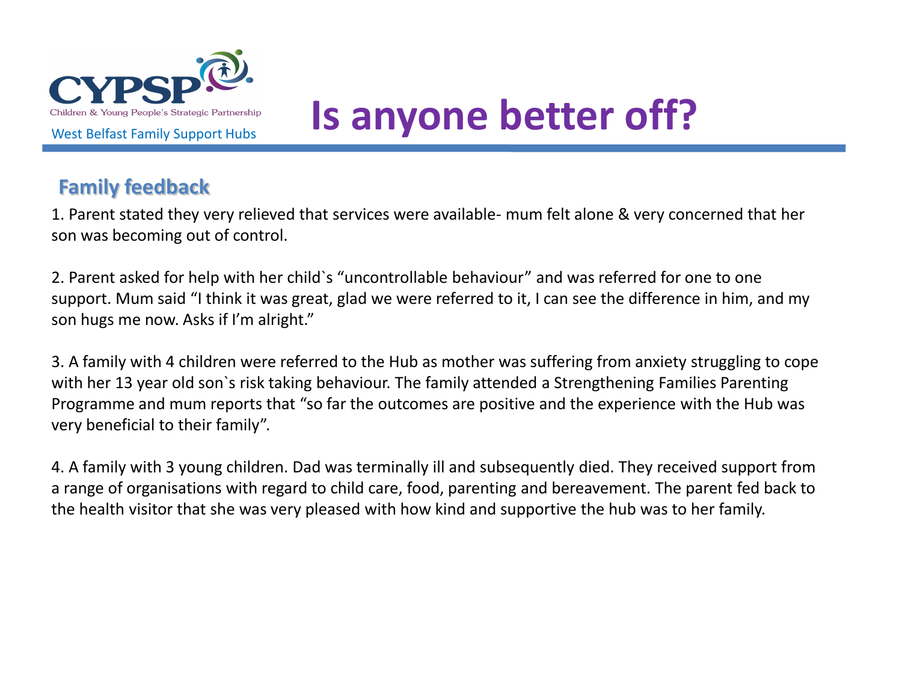CYPSP

Children & Young People's Strategic Partnership

West Belfast Family Support Hubs

# Is anyone better off?

## Family feedback

1. Parent stated they very relieved that services were available- mum felt alone & very concerned that her son was becoming out of control.

2. Parent asked for help with her child`s “uncontrollable behaviour” and was referred for one to one support. Mum said “I think it was great, glad we were referred to it, I can see the difference in him, and my son hugs me now. Asks if I’m alright.”

3. A family with 4 children were referred to the Hub as mother was suffering from anxiety struggling to cope with her 13 year old son`s risk taking behaviour. The family attended a Strengthening Families Parenting Programme and mum reports that “so far the outcomes are positive and the experience with the Hub was very beneficial to their family”.

4. A family with 3 young children. Dad was terminally ill and subsequently died. They received support from a range of organisations with regard to child care, food, parenting and bereavement. The parent fed back to the health visitor that she was very pleased with how kind and supportive the hub was to her family.